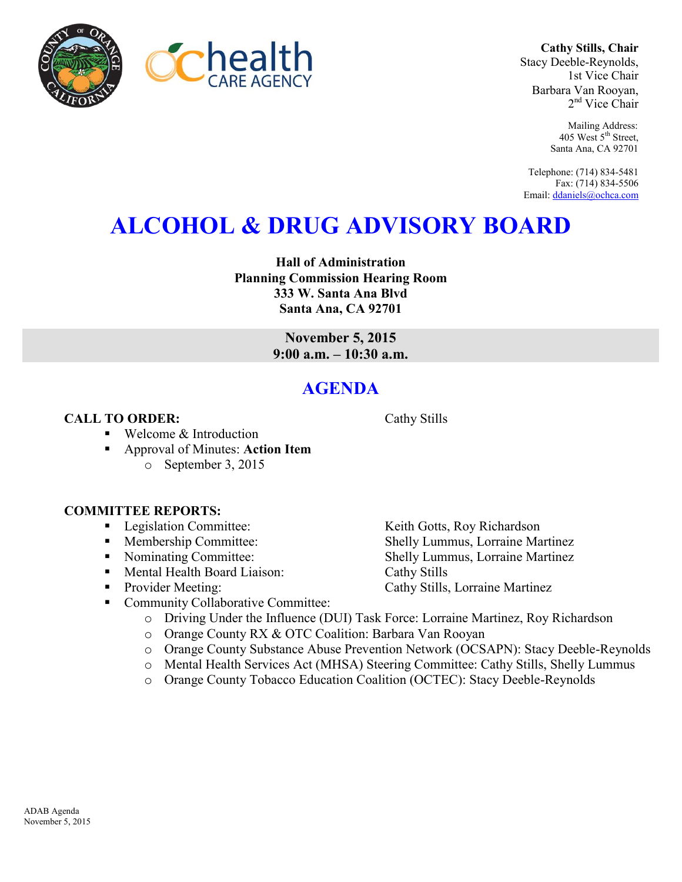**Cathy Stills, Chair**
Stacy Deeble-Reynolds, 1st Vice Chair
Barbara Van Rooyan, 2nd Vice Chair

Mailing Address:
405 West 5th Street,
Santa Ana, CA 92701

Telephone: (714) 834-5481
Fax: (714) 834-5506
Email: ddaniels@ochca.com

# ALCOHOL & DRUG ADVISORY BOARD

**Hall of Administration**
**Planning Commission Hearing Room**
**333 W. Santa Ana Blvd**
**Santa Ana, CA 92701**

**November 5, 2015**
**9:00 a.m. – 10:30 a.m.**

## AGENDA

**CALL TO ORDER:** Cathy Stills

- Welcome & Introduction
- Approval of Minutes: **Action Item**
  - September 3, 2015

**COMMITTEE REPORTS:**

- Legislation Committee: Keith Gotts, Roy Richardson
- Membership Committee: Shelly Lummus, Lorraine Martinez
- Nominating Committee: Shelly Lummus, Lorraine Martinez
- Mental Health Board Liaison: Cathy Stills
- Provider Meeting: Cathy Stills, Lorraine Martinez
- Community Collaborative Committee:
  - Driving Under the Influence (DUI) Task Force: Lorraine Martinez, Roy Richardson
  - Orange County RX & OTC Coalition: Barbara Van Rooyan
  - Orange County Substance Abuse Prevention Network (OCSAPN): Stacy Deeble-Reynolds
  - Mental Health Services Act (MHSA) Steering Committee: Cathy Stills, Shelly Lummus
  - Orange County Tobacco Education Coalition (OCTEC): Stacy Deeble-Reynolds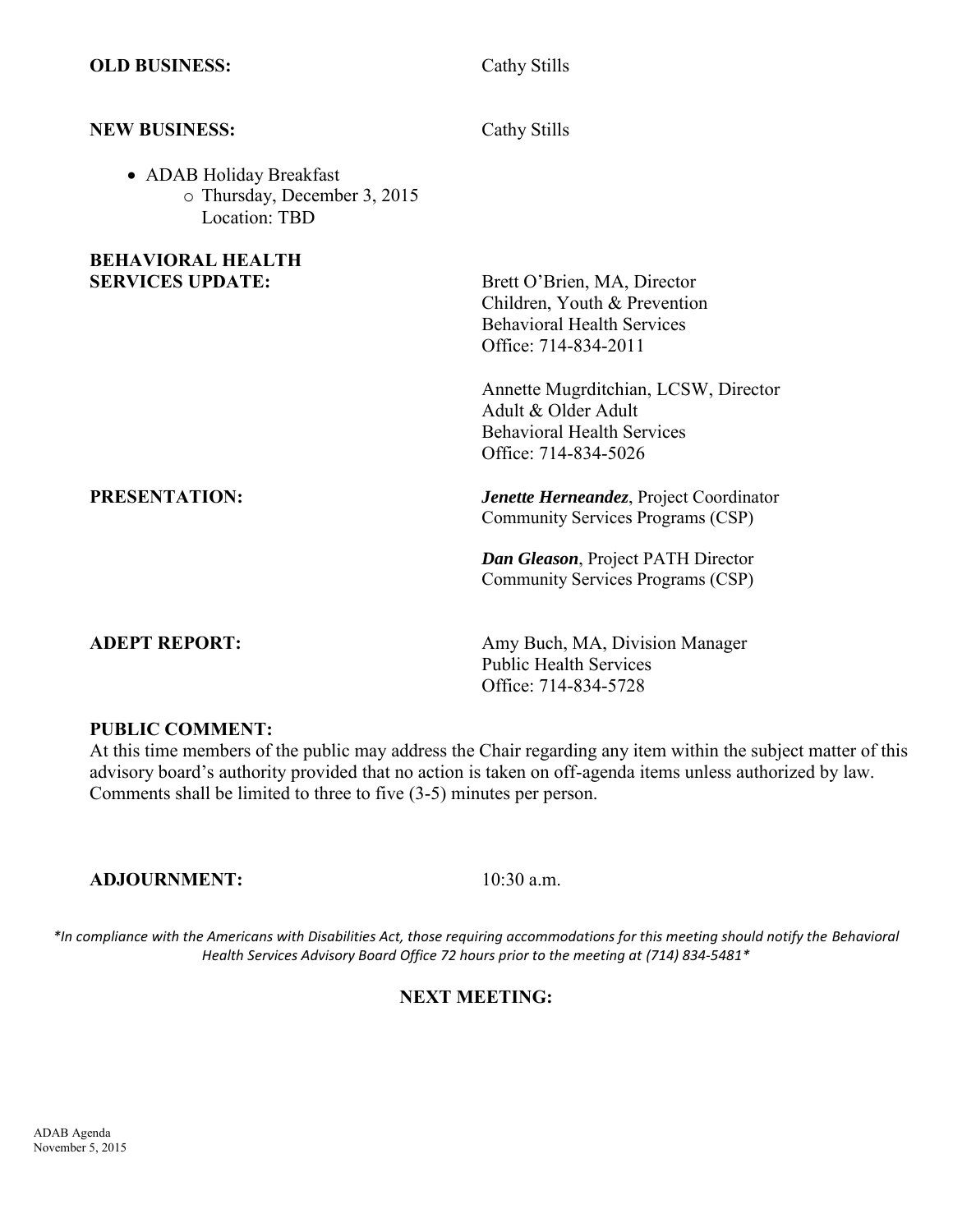**OLD BUSINESS:** Cathy Stills

**NEW BUSINESS:** Cathy Stills

- ADAB Holiday Breakfast
  - Thursday, December 3, 2015
    Location: TBD

**BEHAVIORAL HEALTH SERVICES UPDATE:**

Brett O'Brien, MA, Director
Children, Youth & Prevention
Behavioral Health Services
Office: 714-834-2011

Annette Mugrditchian, LCSW, Director
Adult & Older Adult
Behavioral Health Services
Office: 714-834-5026

**PRESENTATION:**

***Jenette Herneandez***, Project Coordinator
Community Services Programs (CSP)

***Dan Gleason***, Project PATH Director
Community Services Programs (CSP)

**ADEPT REPORT:**

Amy Buch, MA, Division Manager
Public Health Services
Office: 714-834-5728

**PUBLIC COMMENT:**
At this time members of the public may address the Chair regarding any item within the subject matter of this advisory board's authority provided that no action is taken on off-agenda items unless authorized by law. Comments shall be limited to three to five (3-5) minutes per person.

**ADJOURNMENT:** 10:30 a.m.

**In compliance with the Americans with Disabilities Act, those requiring accommodations for this meeting should notify the Behavioral Health Services Advisory Board Office 72 hours prior to the meeting at (714) 834-5481**

**NEXT MEETING:**